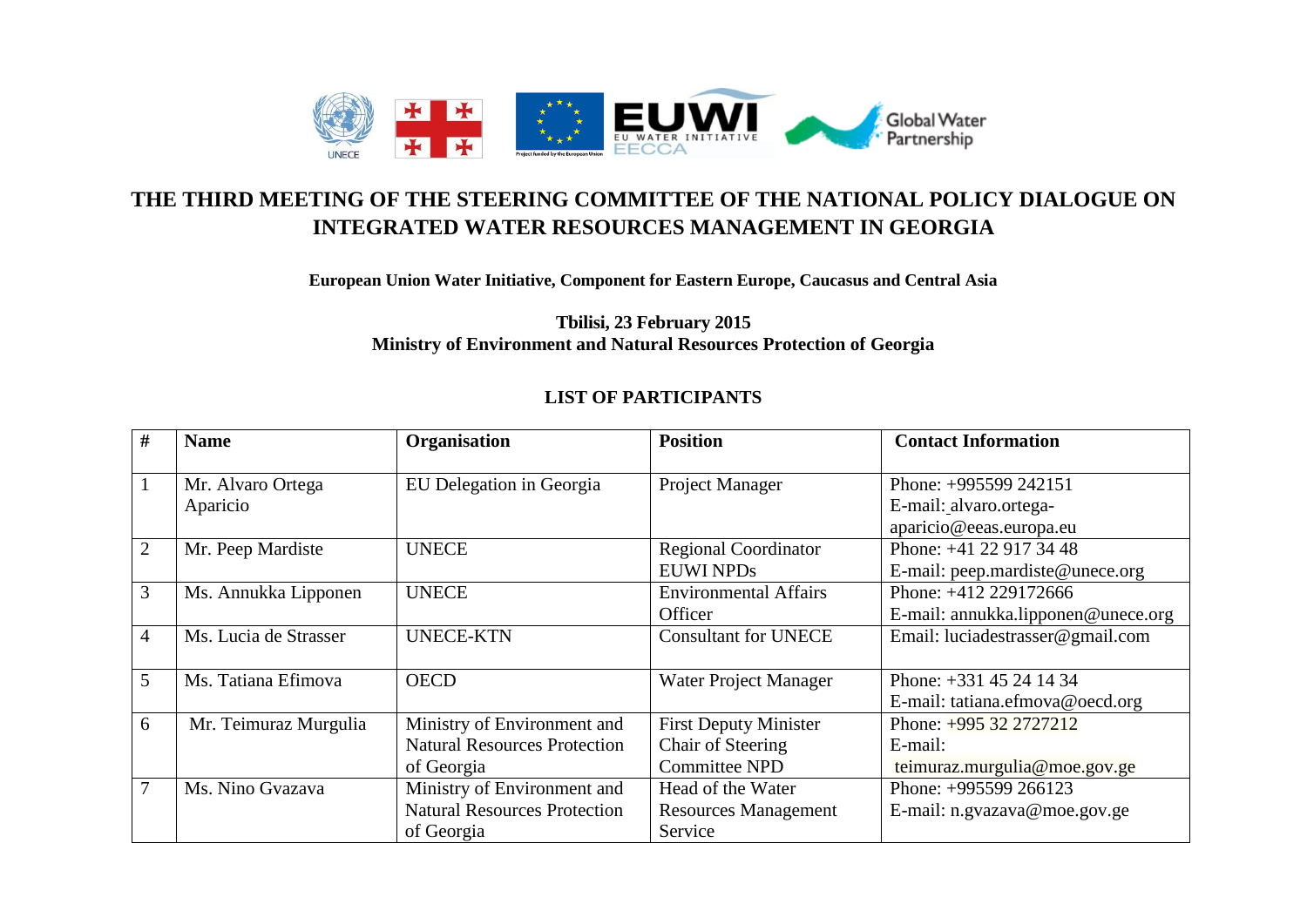# THE THIRD MEETING OF THE STEERING COMMITTEE OF THE NATIONAL POLICY DIALOGUE ON INTEGRATED WATER RESOURCES MANAGEMENT IN GEORGIA

**European Union Water Initiative, Component for Eastern Europe, Caucasus and Central Asia**

**Tbilisi, 23 February 2015**
**Ministry of Environment and Natural Resources Protection of Georgia**

## LIST OF PARTICIPANTS

| # | Name | Organisation | Position | Contact Information |
|---|---|---|---|---|
| 1 | Mr. Alvaro Ortega Aparicio | EU Delegation in Georgia | Project Manager | Phone: +995599 242151<br>E-mail: alvaro.ortega-aparicio@eeas.europa.eu |
| 2 | Mr. Peep Mardiste | UNECE | Regional Coordinator EUWI NPDs | Phone: +41 22 917 34 48<br>E-mail: peep.mardiste@unece.org |
| 3 | Ms. Annukka Lipponen | UNECE | Environmental Affairs Officer | Phone: +412 229172666<br>E-mail: annukka.lipponen@unece.org |
| 4 | Ms. Lucia de Strasser | UNECE-KTN | Consultant for UNECE | Email: luciadestrasser@gmail.com |
| 5 | Ms. Tatiana Efimova | OECD | Water Project Manager | Phone: +331 45 24 14 34<br>E-mail: tatiana.efmova@oecd.org |
| 6 | Mr. Teimuraz Murgulia | Ministry of Environment and Natural Resources Protection of Georgia | First Deputy Minister Chair of Steering Committee NPD | Phone: +995 32 2727212<br>E-mail: teimuraz.murgulia@moe.gov.ge |
| 7 | Ms. Nino Gvazava | Ministry of Environment and Natural Resources Protection of Georgia | Head of the Water Resources Management Service | Phone: +995599 266123<br>E-mail: n.gvazava@moe.gov.ge |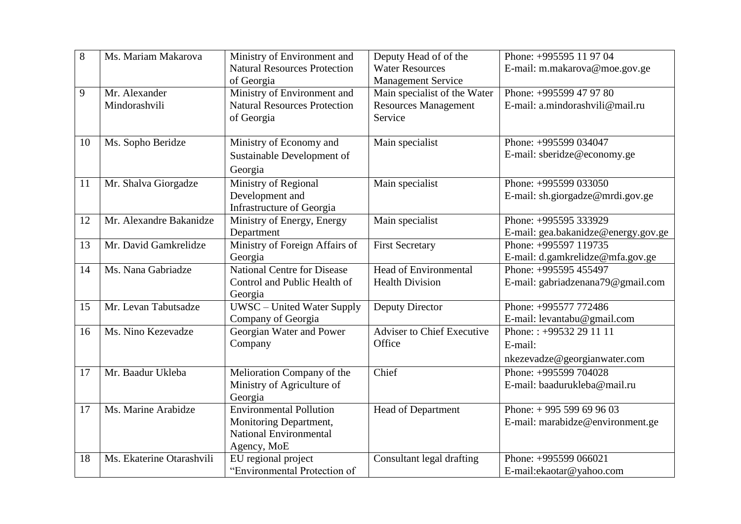| 8 | Ms. Mariam Makarova | Ministry of Environment and Natural Resources Protection of Georgia | Deputy Head of of the Water Resources Management Service | Phone: +995595 11 97 04<br>E-mail: m.makarova@moe.gov.ge |
|---|---|---|---|---|
| 9 | Mr. Alexander Mindorashvili | Ministry of Environment and Natural Resources Protection of Georgia | Main specialist of the Water Resources Management Service | Phone: +995599 47 97 80<br>E-mail: a.mindorashvili@mail.ru |
| 10 | Ms. Sopho Beridze | Ministry of Economy and Sustainable Development of Georgia | Main specialist | Phone: +995599 034047<br>E-mail: sberidze@economy.ge |
| 11 | Mr. Shalva Giorgadze | Ministry of Regional Development and Infrastructure of Georgia | Main specialist | Phone: +995599 033050<br>E-mail: sh.giorgadze@mrdi.gov.ge |
| 12 | Mr. Alexandre Bakanidze | Ministry of Energy, Energy Department | Main specialist | Phone: +995595 333929<br>E-mail: gea.bakanidze@energy.gov.ge |
| 13 | Mr. David Gamkrelidze | Ministry of Foreign Affairs of Georgia | First Secretary | Phone: +995597 119735<br>E-mail: d.gamkrelidze@mfa.gov.ge |
| 14 | Ms. Nana Gabriadze | National Centre for Disease Control and Public Health of Georgia | Head of Environmental Health Division | Phone: +995595 455497<br>E-mail: gabriadzenana79@gmail.com |
| 15 | Mr. Levan Tabutsadze | UWSC – United Water Supply Company of Georgia | Deputy Director | Phone: +995577 772486<br>E-mail: levantabu@gmail.com |
| 16 | Ms. Nino Kezevadze | Georgian Water and Power Company | Adviser to Chief Executive Office | Phone: : +99532 29 11 11<br>E-mail:<br>nkezevadze@georgianwater.com |
| 17 | Mr. Baadur Ukleba | Melioration Company of the Ministry of Agriculture of Georgia | Chief | Phone: +995599 704028<br>E-mail: baadurukleba@mail.ru |
| 17 | Ms. Marine Arabidze | Environmental Pollution Monitoring Department, National Environmental Agency, MoE | Head of Department | Phone: + 995 599 69 96 03<br>E-mail: marabidze@environment.ge |
| 18 | Ms. Ekaterine Otarashvili | EU regional project "Environmental Protection of | Consultant legal drafting | Phone: +995599 066021<br>E-mail:ekaotar@yahoo.com |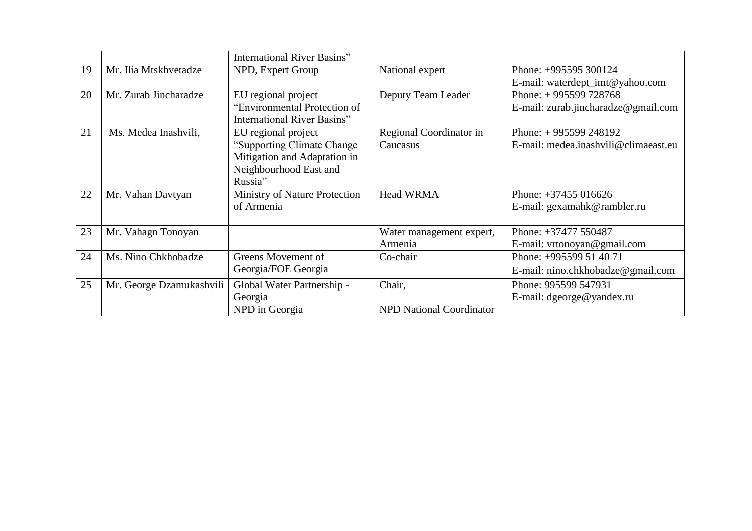| | | | | |
|---|---|---|---|---|
| | | International River Basins” | | |
| 19 | Mr. Ilia Mtskhvetadze | NPD, Expert Group | National expert | Phone: +995595 300124<br>E-mail: waterdept_imt@yahoo.com |
| 20 | Mr. Zurab Jincharadze | EU regional project “Environmental Protection of International River Basins” | Deputy Team Leader | Phone: + 995599 728768<br>E-mail: zurab.jincharadze@gmail.com |
| 21 | Ms. Medea Inashvili, | EU regional project “Supporting Climate Change Mitigation and Adaptation in Neighbourhood East and Russia” | Regional Coordinator in Caucasus | Phone: + 995599 248192<br>E-mail: medea.inashvili@climaeast.eu |
| 22 | Mr. Vahan Davtyan | Ministry of Nature Protection of Armenia | Head WRMA | Phone: +37455 016626<br>E-mail: gexamahk@rambler.ru |
| 23 | Mr. Vahagn Tonoyan | | Water management expert, Armenia | Phone: +37477 550487<br>E-mail: vrtonoyan@gmail.com |
| 24 | Ms. Nino Chkhobadze | Greens Movement of Georgia/FOE Georgia | Co-chair | Phone: +995599 51 40 71<br>E-mail: nino.chkhobadze@gmail.com |
| 25 | Mr. George Dzamukashvili | Global Water Partnership - Georgia<br>NPD in Georgia | Chair,<br><br>NPD National Coordinator | Phone: 995599 547931<br>E-mail: dgeorge@yandex.ru |